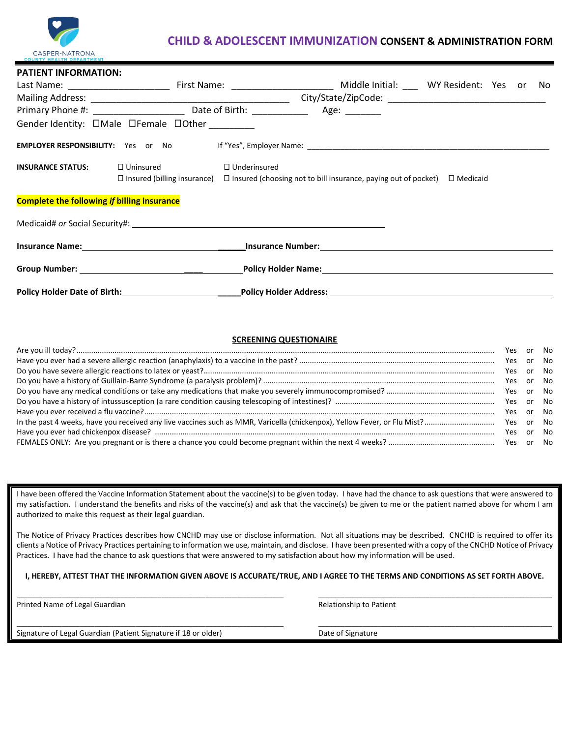CASPER-NATRONA COUNTY HEALTH DEPARTMENT

# CHILD & ADOLESCENT IMMUNIZATION CONSENT & ADMINISTRATION FORM

**PATIENT INFORMATION:**

Last Name: ____________________ First Name: ____________________ Middle Initial: ___ WY Resident: Yes or No

Mailing Address: ________________________________________ City/State/ZipCode: ______________________________

Primary Phone #: __________________ Date of Birth: ___________ Age: _______

Gender Identity: ☐Male ☐Female ☐Other _________

**EMPLOYER RESPONSIBILITY:** Yes or No If "Yes", Employer Name: ________________________________________________________

**INSURANCE STATUS:** ☐ Uninsured ☐ Underinsured ☐ Insured (billing insurance) ☐ Insured (choosing not to bill insurance, paying out of pocket) ☐ Medicaid

**Complete the following *if* billing insurance**

Medicaid# *or* Social Security#: ______________________________________________

**Insurance Name:** ______________________________ **Insurance Number:** ______________________________

**Group Number:** ______________________________ **Policy Holder Name:** ______________________________

**Policy Holder Date of Birth:** ______________________________ **Policy Holder Address:** ______________________________

## SCREENING QUESTIONAIRE

| Question | Answer |
|---|---|
| Are you ill today? | Yes or No |
| Have you ever had a severe allergic reaction (anaphylaxis) to a vaccine in the past? | Yes or No |
| Do you have severe allergic reactions to latex or yeast? | Yes or No |
| Do you have a history of Guillain-Barre Syndrome (a paralysis problem)? | Yes or No |
| Do you have any medical conditions or take any medications that make you severely immunocompromised? | Yes or No |
| Do you have a history of intussusception (a rare condition causing telescoping of intestines)? | Yes or No |
| Have you ever received a flu vaccine? | Yes or No |
| In the past 4 weeks, have you received any live vaccines such as MMR, Varicella (chickenpox), Yellow Fever, or Flu Mist? | Yes or No |
| Have you ever had chickenpox disease? | Yes or No |
| FEMALES ONLY: Are you pregnant or is there a chance you could become pregnant within the next 4 weeks? | Yes or No |

I have been offered the Vaccine Information Statement about the vaccine(s) to be given today. I have had the chance to ask questions that were answered to my satisfaction. I understand the benefits and risks of the vaccine(s) and ask that the vaccine(s) be given to me or the patient named above for whom I am authorized to make this request as their legal guardian.

The Notice of Privacy Practices describes how CNCHD may use or disclose information. Not all situations may be described. CNCHD is required to offer its clients a Notice of Privacy Practices pertaining to information we use, maintain, and disclose. I have been presented with a copy of the CNCHD Notice of Privacy Practices. I have had the chance to ask questions that were answered to my satisfaction about how my information will be used.

**I, HEREBY, ATTEST THAT THE INFORMATION GIVEN ABOVE IS ACCURATE/TRUE, AND I AGREE TO THE TERMS AND CONDITIONS AS SET FORTH ABOVE.**

______________________________ ______________________________
Printed Name of Legal Guardian Relationship to Patient

______________________________ ______________________________
Signature of Legal Guardian (Patient Signature if 18 or older) Date of Signature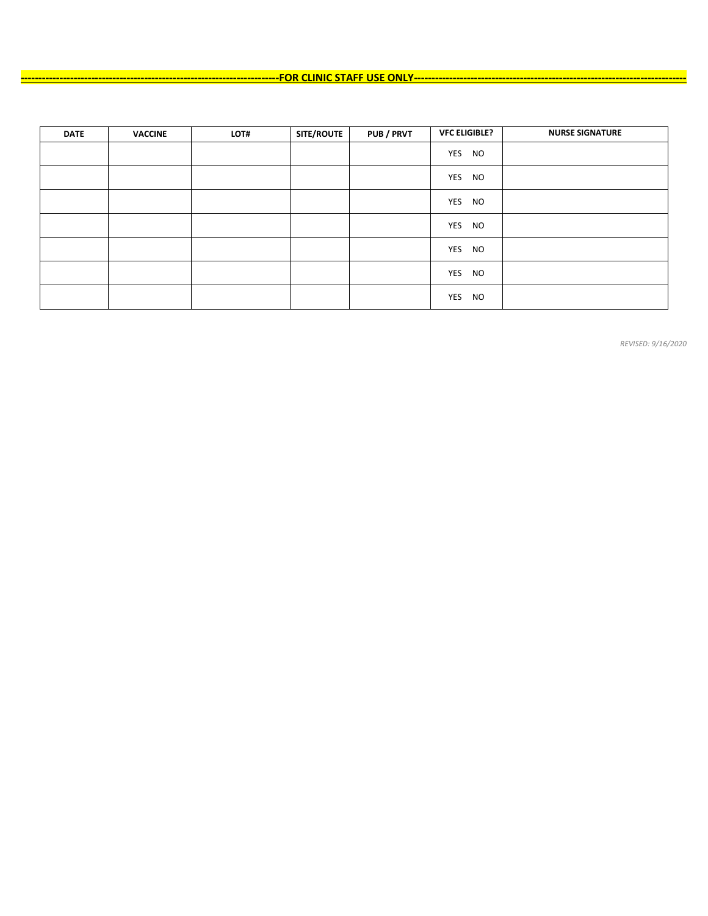**-------------------------------------------------------------------------FOR CLINIC STAFF USE ONLY---------------------------------------------------------------------------**

| DATE | VACCINE | LOT# | SITE/ROUTE | PUB / PRVT | VFC ELIGIBLE? | NURSE SIGNATURE |
|---|---|---|---|---|---|---|
| | | | | | YES NO | |
| | | | | | YES NO | |
| | | | | | YES NO | |
| | | | | | YES NO | |
| | | | | | YES NO | |
| | | | | | YES NO | |
| | | | | | YES NO | |

*REVISED: 9/16/2020*